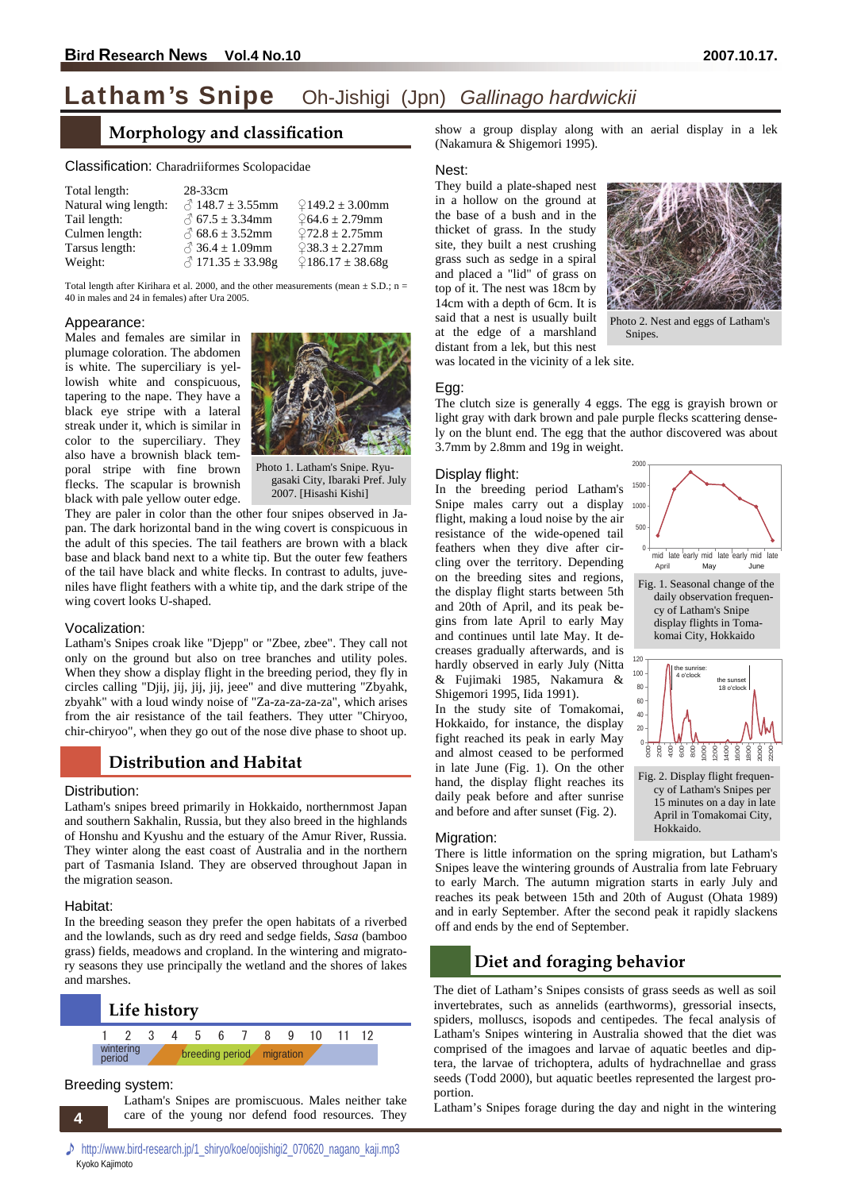# Latham's Snipe Oh-Jishigi (Jpn) *Gallinago hardwickii*

## Morphology and classification

Classification: Charadriiformes Scolopacidae

| | | |
|---|---|---|
| Total length: | 28-33cm | |
| Natural wing length: | ♂ 148.7 ± 3.55mm | ♀149.2 ± 3.00mm |
| Tail length: | ♂ 67.5 ± 3.34mm | ♀64.6 ± 2.79mm |
| Culmen length: | ♂ 68.6 ± 3.52mm | ♀72.8 ± 2.75mm |
| Tarsus length: | ♂ 36.4 ± 1.09mm | ♀38.3 ± 2.27mm |
| Weight: | ♂ 171.35 ± 33.98g | ♀186.17 ± 38.68g |

Total length after Kirihara et al. 2000, and the other measurements (mean ± S.D.; n = 40 in males and 24 in females) after Ura 2005.

### Appearance:

Males and females are similar in plumage coloration. The abdomen is white. The superciliary is yellowish white and conspicuous, tapering to the nape. They have a black eye stripe with a lateral streak under it, which is similar in color to the superciliary. They also have a brownish black temporal stripe with fine brown flecks. The scapular is brownish black with pale yellow outer edge. They are paler in color than the other four snipes observed in Japan. The dark horizontal band in the wing covert is conspicuous in the adult of this species. The tail feathers are brown with a black base and black band next to a white tip. But the outer few feathers of the tail have black and white flecks. In contrast to adults, juveniles have flight feathers with a white tip, and the dark stripe of the wing covert looks U-shaped.

Photo 1. Latham's Snipe. Ryugasaki City, Ibaraki Pref. July 2007. [Hisashi Kishi]

### Vocalization:

Latham's Snipes croak like "Djepp" or "Zbee, zbee". They call not only on the ground but also on tree branches and utility poles. When they show a display flight in the breeding period, they fly in circles calling "Djij, jij, jij, jij, jeee" and dive muttering "Zbyahk, zbyahk" with a loud windy noise of "Za-za-za-za-za", which arises from the air resistance of the tail feathers. They utter "Chiryoo, chir-chiryoo", when they go out of the nose dive phase to shoot up.

## Distribution and Habitat

### Distribution:

Latham's snipes breed primarily in Hokkaido, northernmost Japan and southern Sakhalin, Russia, but they also breed in the highlands of Honshu and Kyushu and the estuary of the Amur River, Russia. They winter along the east coast of Australia and in the northern part of Tasmania Island. They are observed throughout Japan in the migration season.

### Habitat:

In the breeding season they prefer the open habitats of a riverbed and the lowlands, such as dry reed and sedge fields, *Sasa* (bamboo grass) fields, meadows and cropland. In the wintering and migratory seasons they use principally the wetland and the shores of lakes and marshes.

## Life history

| 1 | 2 | 3 | 4 | 5 | 6 | 7 | 8 | 9 | 10 | 11 | 12 |
|---|---|---|---|---|---|---|---|---|---|---|---|
| wintering period | | migration | | breeding period | | | migration | | | | |

### Breeding system:

Latham's Snipes are promiscuous. Males neither take care of the young nor defend food resources. They show a group display along with an aerial display in a lek (Nakamura & Shigemori 1995).

### Nest:

They build a plate-shaped nest in a hollow on the ground at the base of a bush and in the thicket of grass. In the study site, they built a nest crushing grass such as sedge in a spiral and placed a "lid" of grass on top of it. The nest was 18cm by 14cm with a depth of 6cm. It is said that a nest is usually built at the edge of a marshland distant from a lek, but this nest was located in the vicinity of a lek site.

Photo 2. Nest and eggs of Latham's Snipes.

### Egg:

The clutch size is generally 4 eggs. The egg is grayish brown or light gray with dark brown and pale purple flecks scattering densely on the blunt end. The egg that the author discovered was about 3.7mm by 2.8mm and 19g in weight.

### Display flight:

In the breeding period Latham's Snipe males carry out a display flight, making a loud noise by the air resistance of the wide-opened tail feathers when they dive after circling over the territory. Depending on the breeding sites and regions, the display flight starts between 5th and 20th of April, and its peak begins from late April to early May and continues until late May. It decreases gradually afterwards, and is hardly observed in early July (Nitta & Fujimaki 1985, Nakamura & Shigemori 1995, Iida 1991).

In the study site of Tomakomai, Hokkaido, for instance, the display fight reached its peak in early May and almost ceased to be performed in late June (Fig. 1). On the other hand, the display flight reaches its daily peak before and after sunrise and before and after sunset (Fig. 2).

Fig. 1. Seasonal change of the daily observation frequency of Latham's Snipe display flights in Tomakomai City, Hokkaido

Fig. 2. Display flight frequency of Latham's Snipes per 15 minutes on a day in late April in Tomakomai City, Hokkaido.

### Migration:

There is little information on the spring migration, but Latham's Snipes leave the wintering grounds of Australia from late February to early March. The autumn migration starts in early July and reaches its peak between 15th and 20th of August (Ohata 1989) and in early September. After the second peak it rapidly slackens off and ends by the end of September.

## Diet and foraging behavior

The diet of Latham's Snipes consists of grass seeds as well as soil invertebrates, such as annelids (earthworms), gressorial insects, spiders, molluscs, isopods and centipedes. The fecal analysis of Latham's Snipes wintering in Australia showed that the diet was comprised of the imagoes and larvae of aquatic beetles and diptera, the larvae of trichoptera, adults of hydrachnellae and grass seeds (Todd 2000), but aquatic beetles represented the largest proportion.

Latham's Snipes forage during the day and night in the wintering

♪ http://www.bird-research.jp/1_shiryo/koe/oojishigi2_070620_nagano_kaji.mp3

Kyoko Kajimoto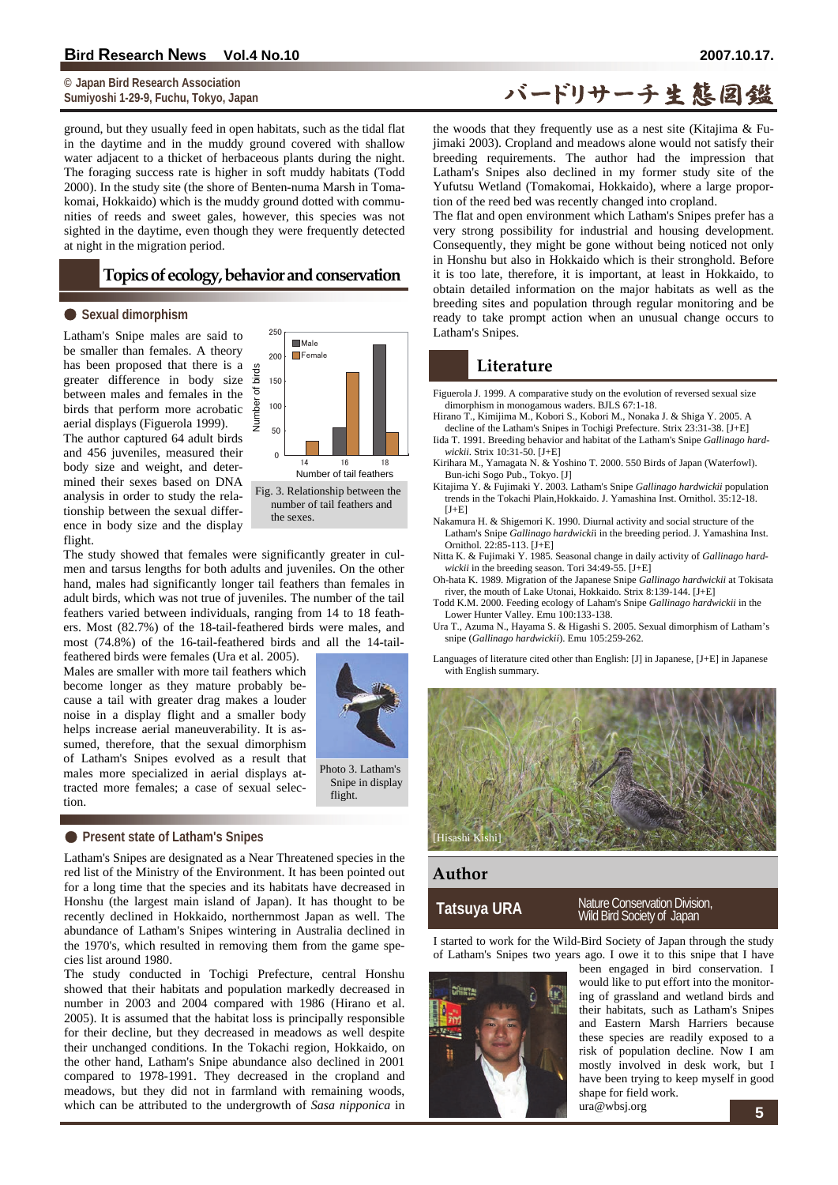ground, but they usually feed in open habitats, such as the tidal flat in the daytime and in the muddy ground covered with shallow water adjacent to a thicket of herbaceous plants during the night. The foraging success rate is higher in soft muddy habitats (Todd 2000). In the study site (the shore of Benten-numa Marsh in Tomakomai, Hokkaido) which is the muddy ground dotted with communities of reeds and sweet gales, however, this species was not sighted in the daytime, even though they were frequently detected at night in the migration period.

## Topics of ecology, behavior and conservation

### ● Sexual dimorphism

Latham's Snipe males are said to be smaller than females. A theory has been proposed that there is a greater difference in body size between males and females in the birds that perform more acrobatic aerial displays (Figuerola 1999). The author captured 64 adult birds and 456 juveniles, measured their body size and weight, and determined their sexes based on DNA analysis in order to study the relationship between the sexual difference in body size and the display flight.

250
200
150
100
50
0
Number of birds
Male
Female
14
16
18
Number of tail feathers

Fig. 3. Relationship between the number of tail feathers and the sexes.

The study showed that females were significantly greater in culmen and tarsus lengths for both adults and juveniles. On the other hand, males had significantly longer tail feathers than females in adult birds, which was not true of juveniles. The number of the tail feathers varied between individuals, ranging from 14 to 18 feathers. Most (82.7%) of the 18-tail-feathered birds were males, and most (74.8%) of the 16-tail-feathered birds and all the 14-tail-feathered birds were females (Ura et al. 2005).

Males are smaller with more tail feathers which become longer as they mature probably because a tail with greater drag makes a louder noise in a display flight and a smaller body helps increase aerial maneuverability. It is assumed, therefore, that the sexual dimorphism of Latham's Snipes evolved as a result that males more specialized in aerial displays attracted more females; a case of sexual selection.

Photo 3. Latham's Snipe in display flight.

### ● Present state of Latham's Snipes

Latham's Snipes are designated as a Near Threatened species in the red list of the Ministry of the Environment. It has been pointed out for a long time that the species and its habitats have decreased in Honshu (the largest main island of Japan). It has thought to be recently declined in Hokkaido, northernmost Japan as well. The abundance of Latham's Snipes wintering in Australia declined in the 1970's, which resulted in removing them from the game species list around 1980.

The study conducted in Tochigi Prefecture, central Honshu showed that their habitats and population markedly decreased in number in 2003 and 2004 compared with 1986 (Hirano et al. 2005). It is assumed that the habitat loss is principally responsible for their decline, but they decreased in meadows as well despite their unchanged conditions. In the Tokachi region, Hokkaido, on the other hand, Latham's Snipe abundance also declined in 2001 compared to 1978-1991. They decreased in the cropland and meadows, but they did not in farmland with remaining woods, which can be attributed to the undergrowth of *Sasa nipponica* in the woods that they frequently use as a nest site (Kitajima & Fujimaki 2003). Cropland and meadows alone would not satisfy their breeding requirements. The author had the impression that Latham's Snipes also declined in my former study site of the Yufutsu Wetland (Tomakomai, Hokkaido), where a large proportion of the reed bed was recently changed into cropland.

The flat and open environment which Latham's Snipes prefer has a very strong possibility for industrial and housing development. Consequently, they might be gone without being noticed not only in Honshu but also in Hokkaido which is their stronghold. Before it is too late, therefore, it is important, at least in Hokkaido, to obtain detailed information on the major habitats as well as the breeding sites and population through regular monitoring and be ready to take prompt action when an unusual change occurs to Latham's Snipes.

## Literature

Figuerola J. 1999. A comparative study on the evolution of reversed sexual size dimorphism in monogamous waders. BJLS 67:1-18.

Hirano T., Kimijima M., Kobori S., Kobori M., Nonaka J. & Shiga Y. 2005. A decline of the Latham's Snipes in Tochigi Prefecture. Strix 23:31-38. [J+E]

Iida T. 1991. Breeding behavior and habitat of the Latham's Snipe *Gallinago hardwickii*. Strix 10:31-50. [J+E]

Kirihara M., Yamagata N. & Yoshino T. 2000. 550 Birds of Japan (Waterfowl). Bun-ichi Sogo Pub., Tokyo. [J]

Kitajima Y. & Fujimaki Y. 2003. Latham's Snipe *Gallinago hardwickii* population trends in the Tokachi Plain,Hokkaido. J. Yamashina Inst. Ornithol. 35:12-18. [J+E]

Nakamura H. & Shigemori K. 1990. Diurnal activity and social structure of the Latham's Snipe *Gallinago hardwickii* in the breeding period. J. Yamashina Inst. Ornithol. 22:85-113. [J+E]

Nitta K. & Fujimaki Y. 1985. Seasonal change in daily activity of *Gallinago hardwickii* in the breeding season. Tori 34:49-55. [J+E]

Oh-hata K. 1989. Migration of the Japanese Snipe *Gallinago hardwickii* at Tokisata river, the mouth of Lake Utonai, Hokkaido. Strix 8:139-144. [J+E]

Todd K.M. 2000. Feeding ecology of Laham's Snipe *Gallinago hardwickii* in the Lower Hunter Valley. Emu 100:133-138.

Ura T., Azuma N., Hayama S. & Higashi S. 2005. Sexual dimorphism of Latham's snipe (*Gallinago hardwickii*). Emu 105:259-262.

Languages of literature cited other than English: [J] in Japanese, [J+E] in Japanese with English summary.

[Hisashi Kishi]

## Author

**Tatsuya URA** — Nature Conservation Division, Wild Bird Society of Japan

I started to work for the Wild-Bird Society of Japan through the study of Latham's Snipes two years ago. I owe it to this snipe that I have been engaged in bird conservation. I would like to put effort into the monitoring of grassland and wetland birds and their habitats, such as Latham's Snipes and Eastern Marsh Harriers because these species are readily exposed to a risk of population decline. Now I am mostly involved in desk work, but I have been trying to keep myself in good shape for field work.
ura@wbsj.org